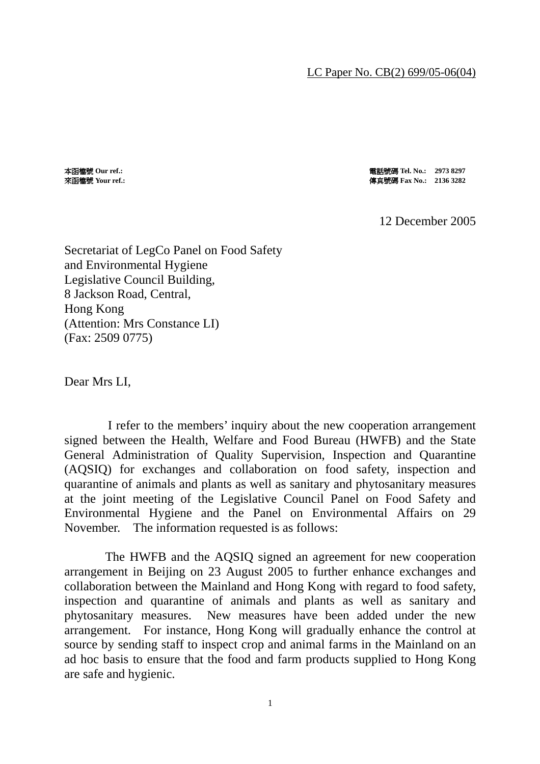LC Paper No. CB(2) 699/05-06(04)

本函檔號 Our ref.:
來函檔號 Your ref.:

電話號碼 Tel. No.: 2973 8297
傳真號碼 Fax No.: 2136 3282

12 December 2005

Secretariat of LegCo Panel on Food Safety
and Environmental Hygiene
Legislative Council Building,
8 Jackson Road, Central,
Hong Kong
(Attention: Mrs Constance LI)
(Fax: 2509 0775)

Dear Mrs LI,

I refer to the members' inquiry about the new cooperation arrangement signed between the Health, Welfare and Food Bureau (HWFB) and the State General Administration of Quality Supervision, Inspection and Quarantine (AQSIQ) for exchanges and collaboration on food safety, inspection and quarantine of animals and plants as well as sanitary and phytosanitary measures at the joint meeting of the Legislative Council Panel on Food Safety and Environmental Hygiene and the Panel on Environmental Affairs on 29 November. The information requested is as follows:

The HWFB and the AQSIQ signed an agreement for new cooperation arrangement in Beijing on 23 August 2005 to further enhance exchanges and collaboration between the Mainland and Hong Kong with regard to food safety, inspection and quarantine of animals and plants as well as sanitary and phytosanitary measures. New measures have been added under the new arrangement. For instance, Hong Kong will gradually enhance the control at source by sending staff to inspect crop and animal farms in the Mainland on an ad hoc basis to ensure that the food and farm products supplied to Hong Kong are safe and hygienic.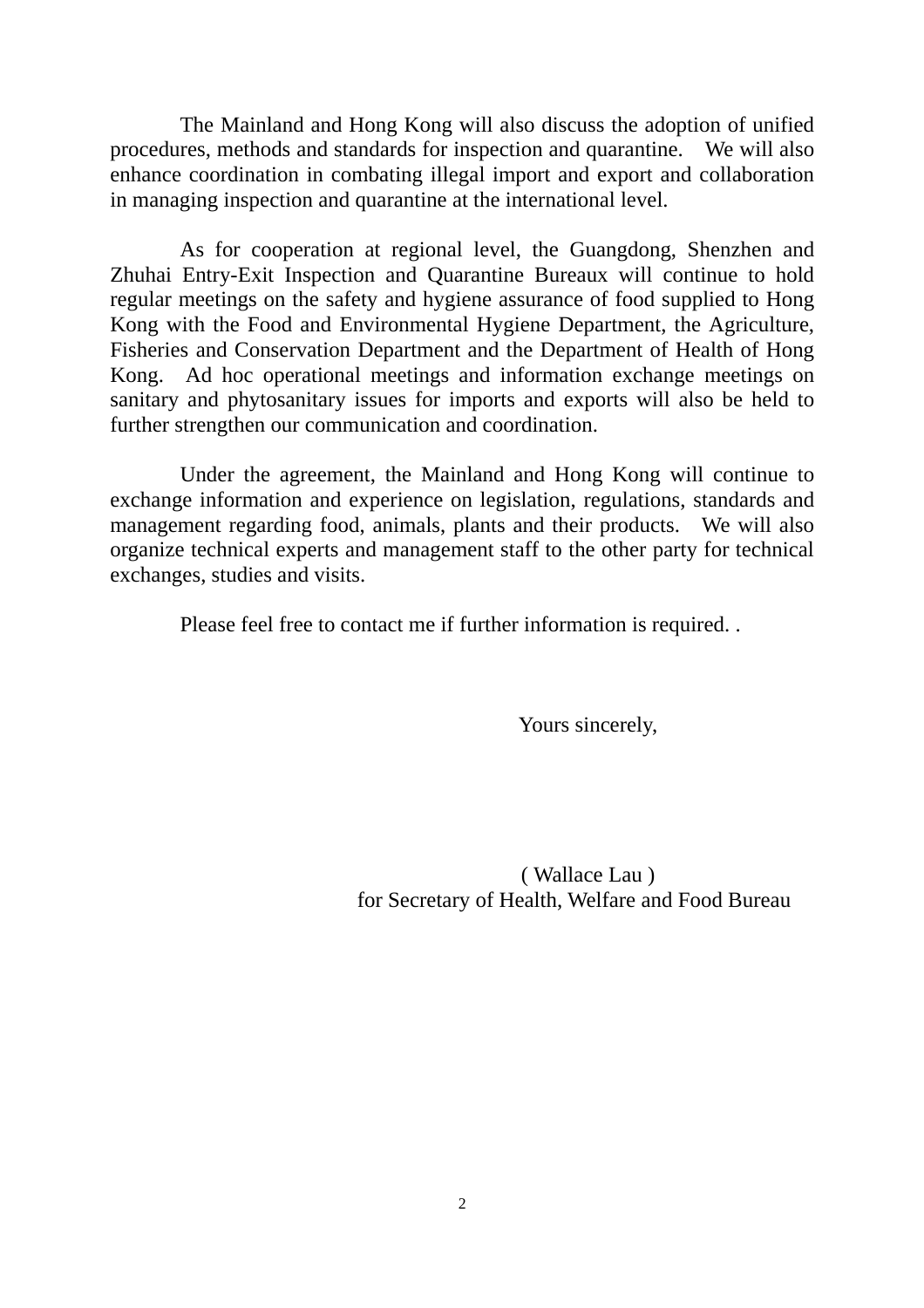The Mainland and Hong Kong will also discuss the adoption of unified procedures, methods and standards for inspection and quarantine. We will also enhance coordination in combating illegal import and export and collaboration in managing inspection and quarantine at the international level.

As for cooperation at regional level, the Guangdong, Shenzhen and Zhuhai Entry-Exit Inspection and Quarantine Bureaux will continue to hold regular meetings on the safety and hygiene assurance of food supplied to Hong Kong with the Food and Environmental Hygiene Department, the Agriculture, Fisheries and Conservation Department and the Department of Health of Hong Kong. Ad hoc operational meetings and information exchange meetings on sanitary and phytosanitary issues for imports and exports will also be held to further strengthen our communication and coordination.

Under the agreement, the Mainland and Hong Kong will continue to exchange information and experience on legislation, regulations, standards and management regarding food, animals, plants and their products. We will also organize technical experts and management staff to the other party for technical exchanges, studies and visits.

Please feel free to contact me if further information is required. .

Yours sincerely,

( Wallace Lau )
for Secretary of Health, Welfare and Food Bureau